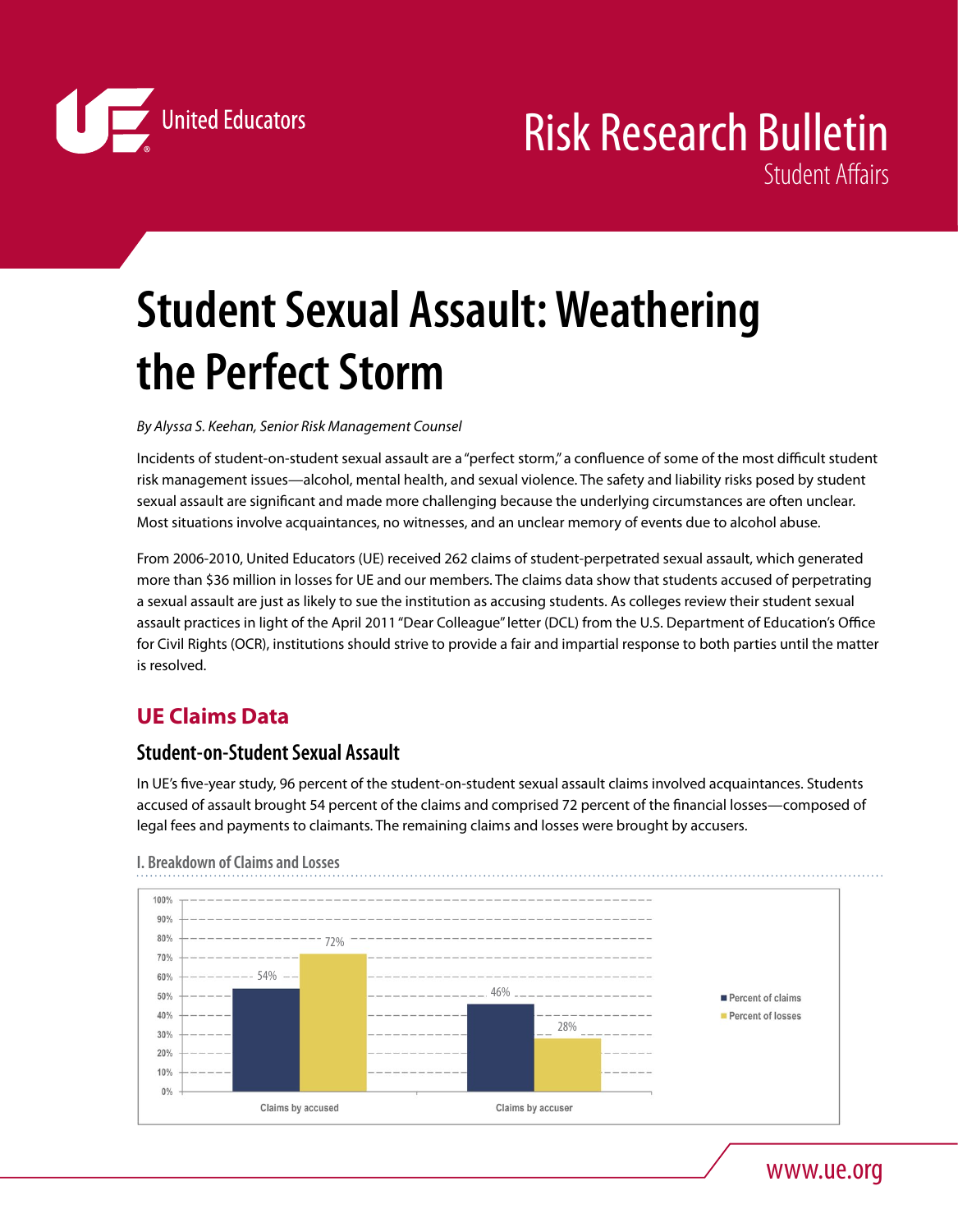United Educators

# Risk Research Bulletin
Student Affairs

# Student Sexual Assault: Weathering the Perfect Storm

*By Alyssa S. Keehan, Senior Risk Management Counsel*

Incidents of student-on-student sexual assault are a "perfect storm," a confluence of some of the most difficult student risk management issues—alcohol, mental health, and sexual violence. The safety and liability risks posed by student sexual assault are significant and made more challenging because the underlying circumstances are often unclear. Most situations involve acquaintances, no witnesses, and an unclear memory of events due to alcohol abuse.

From 2006-2010, United Educators (UE) received 262 claims of student-perpetrated sexual assault, which generated more than $36 million in losses for UE and our members. The claims data show that students accused of perpetrating a sexual assault are just as likely to sue the institution as accusing students. As colleges review their student sexual assault practices in light of the April 2011 "Dear Colleague" letter (DCL) from the U.S. Department of Education's Office for Civil Rights (OCR), institutions should strive to provide a fair and impartial response to both parties until the matter is resolved.

## UE Claims Data

### Student-on-Student Sexual Assault

In UE's five-year study, 96 percent of the student-on-student sexual assault claims involved acquaintances. Students accused of assault brought 54 percent of the claims and comprised 72 percent of the financial losses—composed of legal fees and payments to claimants. The remaining claims and losses were brought by accusers.

**I. Breakdown of Claims and Losses**

| | Percent of claims | Percent of losses |
|---|---|---|
| Claims by accused | 54% | 72% |
| Claims by accuser | 46% | 28% |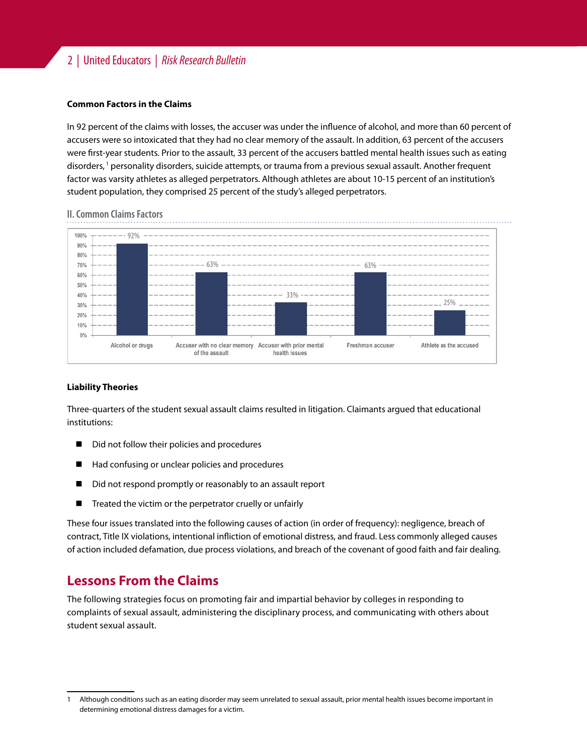**Common Factors in the Claims**

In 92 percent of the claims with losses, the accuser was under the influence of alcohol, and more than 60 percent of accusers were so intoxicated that they had no clear memory of the assault. In addition, 63 percent of the accusers were first-year students. Prior to the assault, 33 percent of the accusers battled mental health issues such as eating disorders,[1] personality disorders, suicide attempts, or trauma from a previous sexual assault. Another frequent factor was varsity athletes as alleged perpetrators. Although athletes are about 10-15 percent of an institution's student population, they comprised 25 percent of the study's alleged perpetrators.

### II. Common Claims Factors

| Factor | Percentage |
|---|---|
| Alcohol or drugs | 92% |
| Accuser with no clear memory of the assault | 63% |
| Accuser with prior mental health issues | 33% |
| Freshman accuser | 63% |
| Athlete as the accused | 25% |

**Liability Theories**

Three-quarters of the student sexual assault claims resulted in litigation. Claimants argued that educational institutions:

- Did not follow their policies and procedures
- Had confusing or unclear policies and procedures
- Did not respond promptly or reasonably to an assault report
- Treated the victim or the perpetrator cruelly or unfairly

These four issues translated into the following causes of action (in order of frequency): negligence, breach of contract, Title IX violations, intentional infliction of emotional distress, and fraud. Less commonly alleged causes of action included defamation, due process violations, and breach of the covenant of good faith and fair dealing.

## Lessons From the Claims

The following strategies focus on promoting fair and impartial behavior by colleges in responding to complaints of sexual assault, administering the disciplinary process, and communicating with others about student sexual assault.

---

1 Although conditions such as an eating disorder may seem unrelated to sexual assault, prior mental health issues become important in determining emotional distress damages for a victim.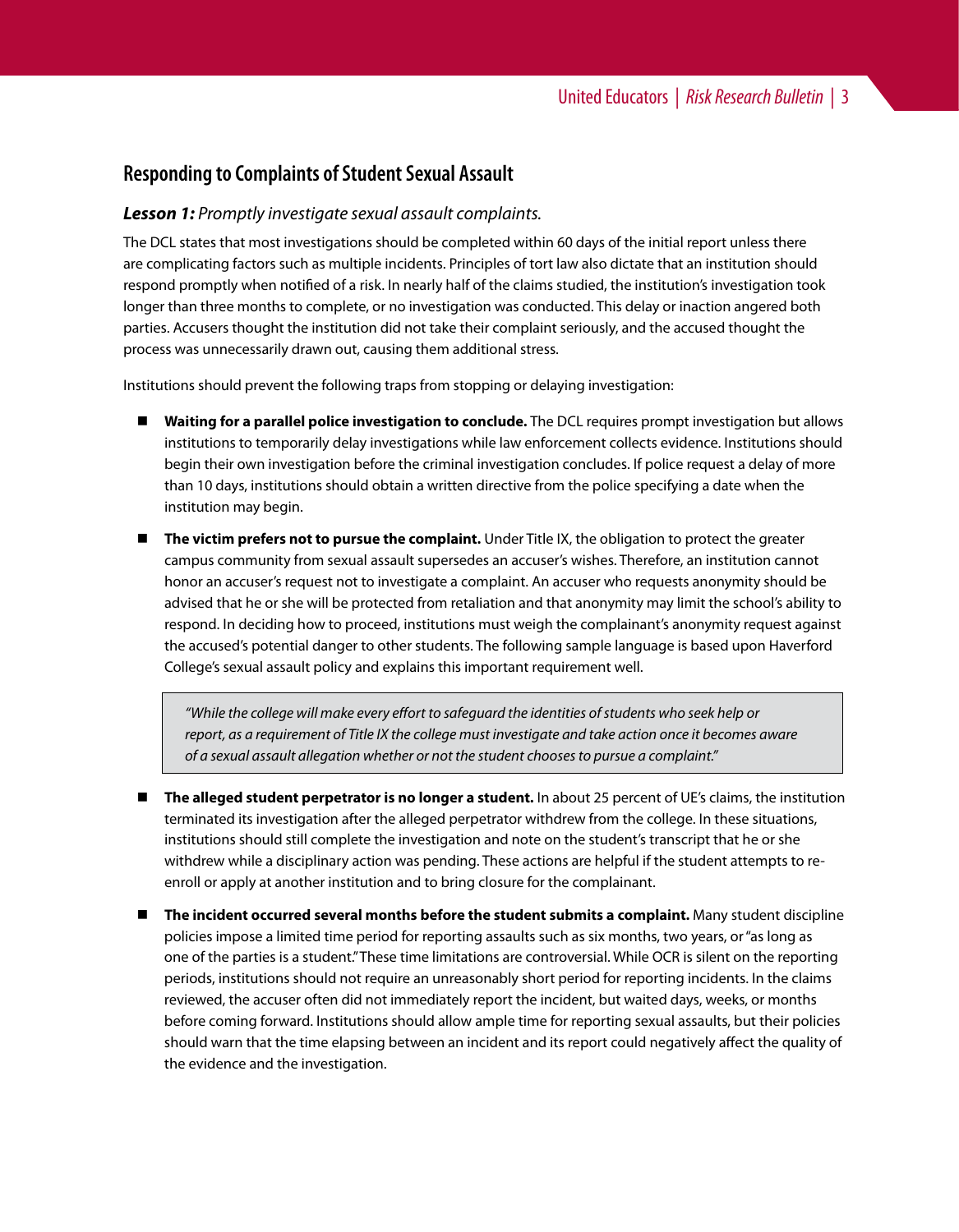## Responding to Complaints of Student Sexual Assault

### ***Lesson 1:*** *Promptly investigate sexual assault complaints.*

The DCL states that most investigations should be completed within 60 days of the initial report unless there are complicating factors such as multiple incidents. Principles of tort law also dictate that an institution should respond promptly when notified of a risk. In nearly half of the claims studied, the institution's investigation took longer than three months to complete, or no investigation was conducted. This delay or inaction angered both parties. Accusers thought the institution did not take their complaint seriously, and the accused thought the process was unnecessarily drawn out, causing them additional stress.

Institutions should prevent the following traps from stopping or delaying investigation:

- **Waiting for a parallel police investigation to conclude.** The DCL requires prompt investigation but allows institutions to temporarily delay investigations while law enforcement collects evidence. Institutions should begin their own investigation before the criminal investigation concludes. If police request a delay of more than 10 days, institutions should obtain a written directive from the police specifying a date when the institution may begin.
- **The victim prefers not to pursue the complaint.** Under Title IX, the obligation to protect the greater campus community from sexual assault supersedes an accuser's wishes. Therefore, an institution cannot honor an accuser's request not to investigate a complaint. An accuser who requests anonymity should be advised that he or she will be protected from retaliation and that anonymity may limit the school's ability to respond. In deciding how to proceed, institutions must weigh the complainant's anonymity request against the accused's potential danger to other students. The following sample language is based upon Haverford College's sexual assault policy and explains this important requirement well.

  > *"While the college will make every effort to safeguard the identities of students who seek help or report, as a requirement of Title IX the college must investigate and take action once it becomes aware of a sexual assault allegation whether or not the student chooses to pursue a complaint."*

- **The alleged student perpetrator is no longer a student.** In about 25 percent of UE's claims, the institution terminated its investigation after the alleged perpetrator withdrew from the college. In these situations, institutions should still complete the investigation and note on the student's transcript that he or she withdrew while a disciplinary action was pending. These actions are helpful if the student attempts to re-enroll or apply at another institution and to bring closure for the complainant.
- **The incident occurred several months before the student submits a complaint.** Many student discipline policies impose a limited time period for reporting assaults such as six months, two years, or "as long as one of the parties is a student." These time limitations are controversial. While OCR is silent on the reporting periods, institutions should not require an unreasonably short period for reporting incidents. In the claims reviewed, the accuser often did not immediately report the incident, but waited days, weeks, or months before coming forward. Institutions should allow ample time for reporting sexual assaults, but their policies should warn that the time elapsing between an incident and its report could negatively affect the quality of the evidence and the investigation.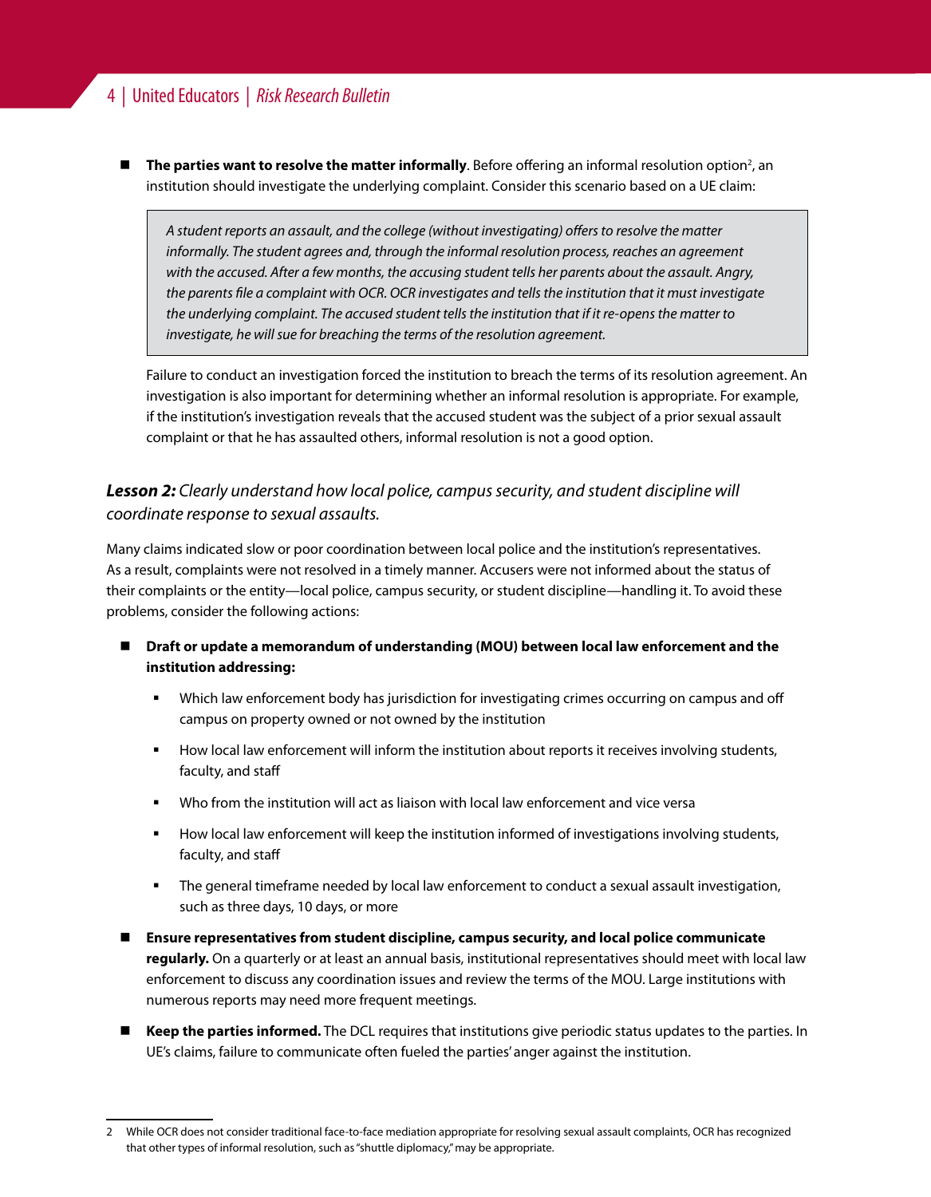- **The parties want to resolve the matter informally**. Before offering an informal resolution option[2], an institution should investigate the underlying complaint. Consider this scenario based on a UE claim:

  > *A student reports an assault, and the college (without investigating) offers to resolve the matter informally. The student agrees and, through the informal resolution process, reaches an agreement with the accused. After a few months, the accusing student tells her parents about the assault. Angry, the parents file a complaint with OCR. OCR investigates and tells the institution that it must investigate the underlying complaint. The accused student tells the institution that if it re-opens the matter to investigate, he will sue for breaching the terms of the resolution agreement.*

  Failure to conduct an investigation forced the institution to breach the terms of its resolution agreement. An investigation is also important for determining whether an informal resolution is appropriate. For example, if the institution's investigation reveals that the accused student was the subject of a prior sexual assault complaint or that he has assaulted others, informal resolution is not a good option.

### ***Lesson 2:*** *Clearly understand how local police, campus security, and student discipline will coordinate response to sexual assaults.*

Many claims indicated slow or poor coordination between local police and the institution's representatives. As a result, complaints were not resolved in a timely manner. Accusers were not informed about the status of their complaints or the entity—local police, campus security, or student discipline—handling it. To avoid these problems, consider the following actions:

- **Draft or update a memorandum of understanding (MOU) between local law enforcement and the institution addressing:**
  - Which law enforcement body has jurisdiction for investigating crimes occurring on campus and off campus on property owned or not owned by the institution
  - How local law enforcement will inform the institution about reports it receives involving students, faculty, and staff
  - Who from the institution will act as liaison with local law enforcement and vice versa
  - How local law enforcement will keep the institution informed of investigations involving students, faculty, and staff
  - The general timeframe needed by local law enforcement to conduct a sexual assault investigation, such as three days, 10 days, or more
- **Ensure representatives from student discipline, campus security, and local police communicate regularly.** On a quarterly or at least an annual basis, institutional representatives should meet with local law enforcement to discuss any coordination issues and review the terms of the MOU. Large institutions with numerous reports may need more frequent meetings.
- **Keep the parties informed.** The DCL requires that institutions give periodic status updates to the parties. In UE's claims, failure to communicate often fueled the parties' anger against the institution.

---

2 While OCR does not consider traditional face-to-face mediation appropriate for resolving sexual assault complaints, OCR has recognized that other types of informal resolution, such as "shuttle diplomacy," may be appropriate.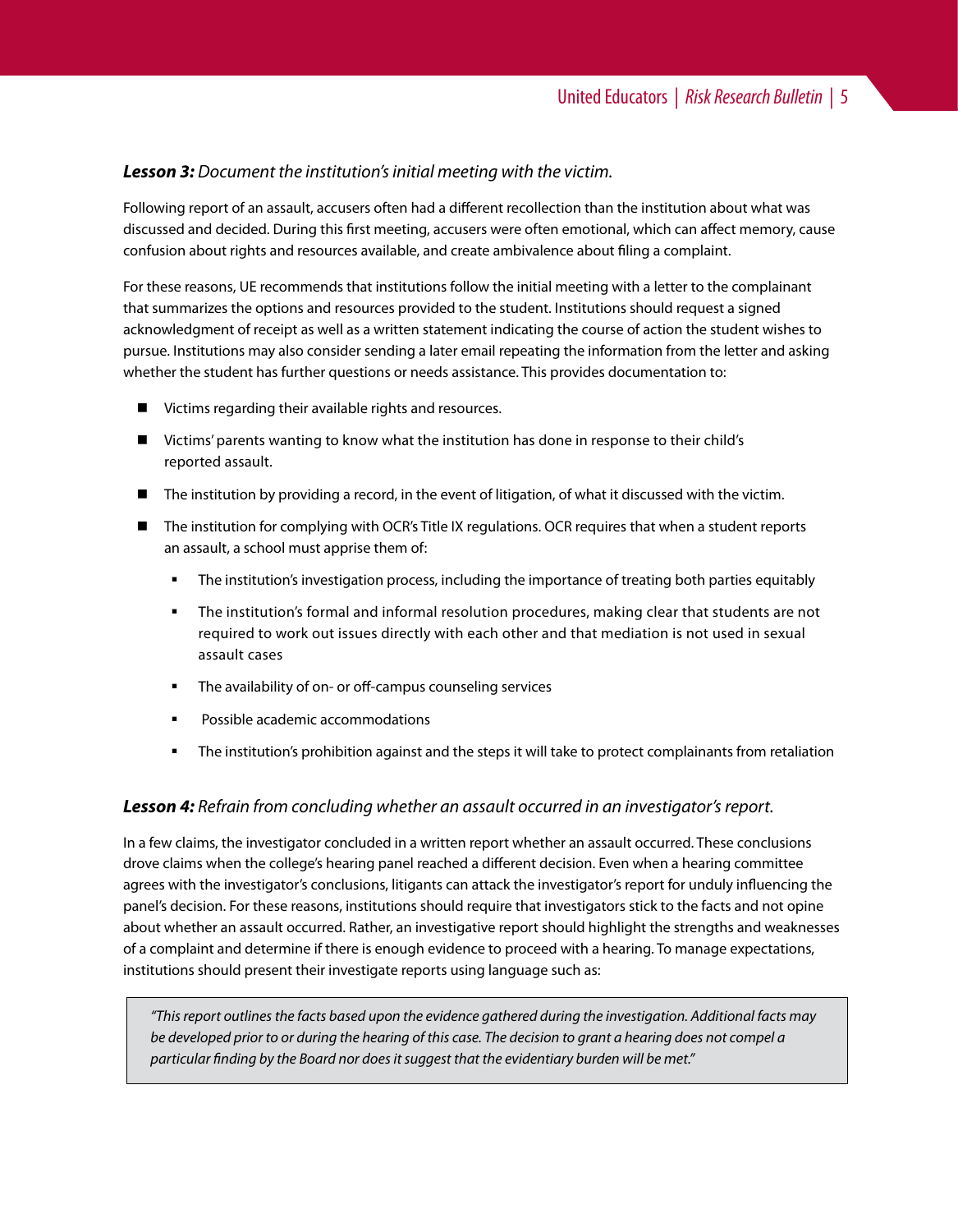***Lesson 3:*** *Document the institution's initial meeting with the victim.*

Following report of an assault, accusers often had a different recollection than the institution about what was discussed and decided. During this first meeting, accusers were often emotional, which can affect memory, cause confusion about rights and resources available, and create ambivalence about filing a complaint.

For these reasons, UE recommends that institutions follow the initial meeting with a letter to the complainant that summarizes the options and resources provided to the student. Institutions should request a signed acknowledgment of receipt as well as a written statement indicating the course of action the student wishes to pursue. Institutions may also consider sending a later email repeating the information from the letter and asking whether the student has further questions or needs assistance. This provides documentation to:

- Victims regarding their available rights and resources.
- Victims' parents wanting to know what the institution has done in response to their child's reported assault.
- The institution by providing a record, in the event of litigation, of what it discussed with the victim.
- The institution for complying with OCR's Title IX regulations. OCR requires that when a student reports an assault, a school must apprise them of:
  - The institution's investigation process, including the importance of treating both parties equitably
  - The institution's formal and informal resolution procedures, making clear that students are not required to work out issues directly with each other and that mediation is not used in sexual assault cases
  - The availability of on- or off-campus counseling services
  - Possible academic accommodations
  - The institution's prohibition against and the steps it will take to protect complainants from retaliation

***Lesson 4:*** *Refrain from concluding whether an assault occurred in an investigator's report.*

In a few claims, the investigator concluded in a written report whether an assault occurred. These conclusions drove claims when the college's hearing panel reached a different decision. Even when a hearing committee agrees with the investigator's conclusions, litigants can attack the investigator's report for unduly influencing the panel's decision. For these reasons, institutions should require that investigators stick to the facts and not opine about whether an assault occurred. Rather, an investigative report should highlight the strengths and weaknesses of a complaint and determine if there is enough evidence to proceed with a hearing. To manage expectations, institutions should present their investigate reports using language such as:

> *"This report outlines the facts based upon the evidence gathered during the investigation. Additional facts may be developed prior to or during the hearing of this case. The decision to grant a hearing does not compel a particular finding by the Board nor does it suggest that the evidentiary burden will be met."*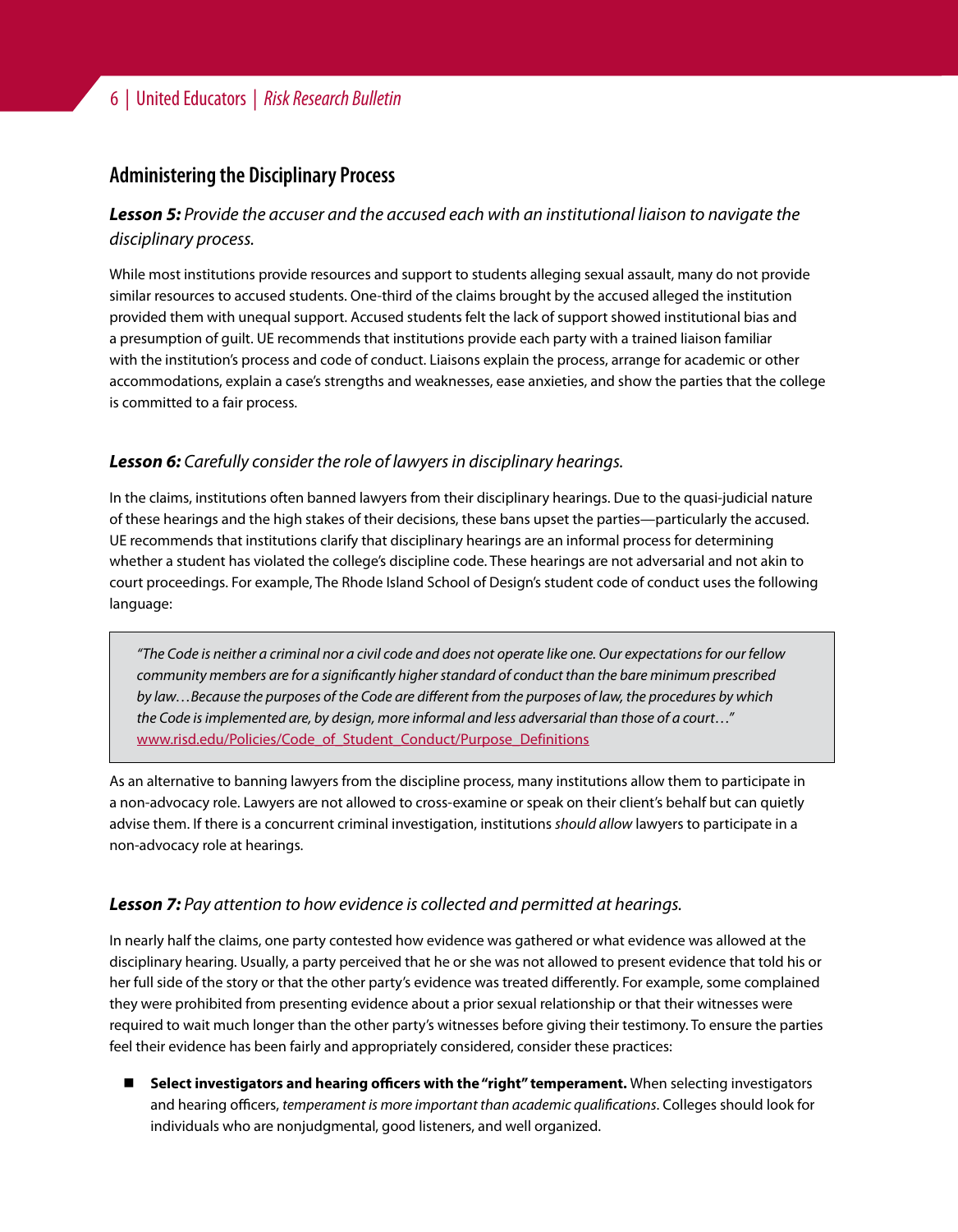## Administering the Disciplinary Process

***Lesson 5:*** *Provide the accuser and the accused each with an institutional liaison to navigate the disciplinary process.*

While most institutions provide resources and support to students alleging sexual assault, many do not provide similar resources to accused students. One-third of the claims brought by the accused alleged the institution provided them with unequal support. Accused students felt the lack of support showed institutional bias and a presumption of guilt. UE recommends that institutions provide each party with a trained liaison familiar with the institution's process and code of conduct. Liaisons explain the process, arrange for academic or other accommodations, explain a case's strengths and weaknesses, ease anxieties, and show the parties that the college is committed to a fair process.

***Lesson 6:*** *Carefully consider the role of lawyers in disciplinary hearings.*

In the claims, institutions often banned lawyers from their disciplinary hearings. Due to the quasi-judicial nature of these hearings and the high stakes of their decisions, these bans upset the parties—particularly the accused. UE recommends that institutions clarify that disciplinary hearings are an informal process for determining whether a student has violated the college's discipline code. These hearings are not adversarial and not akin to court proceedings. For example, The Rhode Island School of Design's student code of conduct uses the following language:

> *"The Code is neither a criminal nor a civil code and does not operate like one. Our expectations for our fellow community members are for a significantly higher standard of conduct than the bare minimum prescribed by law…Because the purposes of the Code are different from the purposes of law, the procedures by which the Code is implemented are, by design, more informal and less adversarial than those of a court…"*
> www.risd.edu/Policies/Code_of_Student_Conduct/Purpose_Definitions

As an alternative to banning lawyers from the discipline process, many institutions allow them to participate in a non-advocacy role. Lawyers are not allowed to cross-examine or speak on their client's behalf but can quietly advise them. If there is a concurrent criminal investigation, institutions *should allow* lawyers to participate in a non-advocacy role at hearings.

***Lesson 7:*** *Pay attention to how evidence is collected and permitted at hearings.*

In nearly half the claims, one party contested how evidence was gathered or what evidence was allowed at the disciplinary hearing. Usually, a party perceived that he or she was not allowed to present evidence that told his or her full side of the story or that the other party's evidence was treated differently. For example, some complained they were prohibited from presenting evidence about a prior sexual relationship or that their witnesses were required to wait much longer than the other party's witnesses before giving their testimony. To ensure the parties feel their evidence has been fairly and appropriately considered, consider these practices:

- **Select investigators and hearing officers with the "right" temperament.** When selecting investigators and hearing officers, *temperament is more important than academic qualifications*. Colleges should look for individuals who are nonjudgmental, good listeners, and well organized.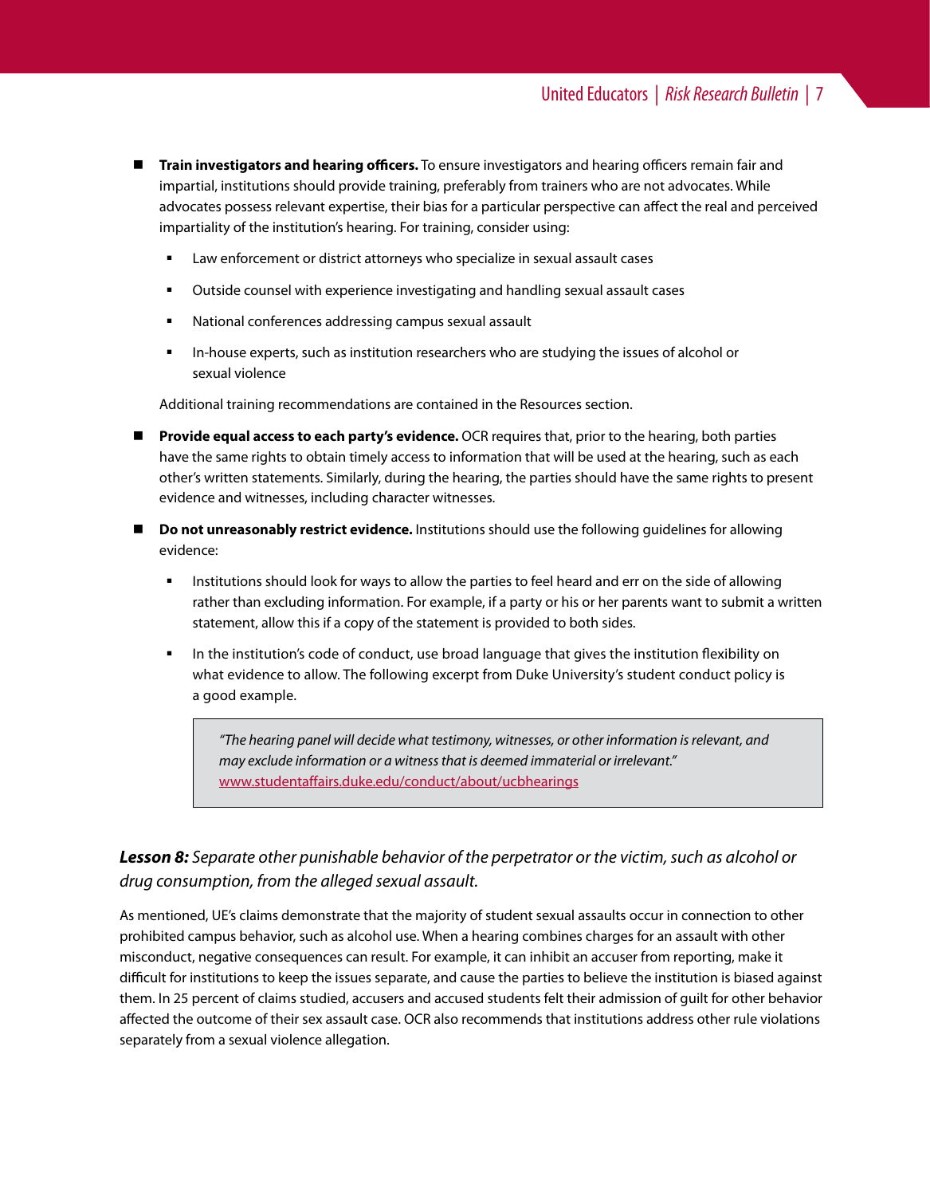- **Train investigators and hearing officers.** To ensure investigators and hearing officers remain fair and impartial, institutions should provide training, preferably from trainers who are not advocates. While advocates possess relevant expertise, their bias for a particular perspective can affect the real and perceived impartiality of the institution's hearing. For training, consider using:
  - Law enforcement or district attorneys who specialize in sexual assault cases
  - Outside counsel with experience investigating and handling sexual assault cases
  - National conferences addressing campus sexual assault
  - In-house experts, such as institution researchers who are studying the issues of alcohol or sexual violence

  Additional training recommendations are contained in the Resources section.

- **Provide equal access to each party's evidence.** OCR requires that, prior to the hearing, both parties have the same rights to obtain timely access to information that will be used at the hearing, such as each other's written statements. Similarly, during the hearing, the parties should have the same rights to present evidence and witnesses, including character witnesses.

- **Do not unreasonably restrict evidence.** Institutions should use the following guidelines for allowing evidence:
  - Institutions should look for ways to allow the parties to feel heard and err on the side of allowing rather than excluding information. For example, if a party or his or her parents want to submit a written statement, allow this if a copy of the statement is provided to both sides.
  - In the institution's code of conduct, use broad language that gives the institution flexibility on what evidence to allow. The following excerpt from Duke University's student conduct policy is a good example.

    > *"The hearing panel will decide what testimony, witnesses, or other information is relevant, and may exclude information or a witness that is deemed immaterial or irrelevant."*
    > www.studentaffairs.duke.edu/conduct/about/ucbhearings

### ***Lesson 8:*** *Separate other punishable behavior of the perpetrator or the victim, such as alcohol or drug consumption, from the alleged sexual assault.*

As mentioned, UE's claims demonstrate that the majority of student sexual assaults occur in connection to other prohibited campus behavior, such as alcohol use. When a hearing combines charges for an assault with other misconduct, negative consequences can result. For example, it can inhibit an accuser from reporting, make it difficult for institutions to keep the issues separate, and cause the parties to believe the institution is biased against them. In 25 percent of claims studied, accusers and accused students felt their admission of guilt for other behavior affected the outcome of their sex assault case. OCR also recommends that institutions address other rule violations separately from a sexual violence allegation.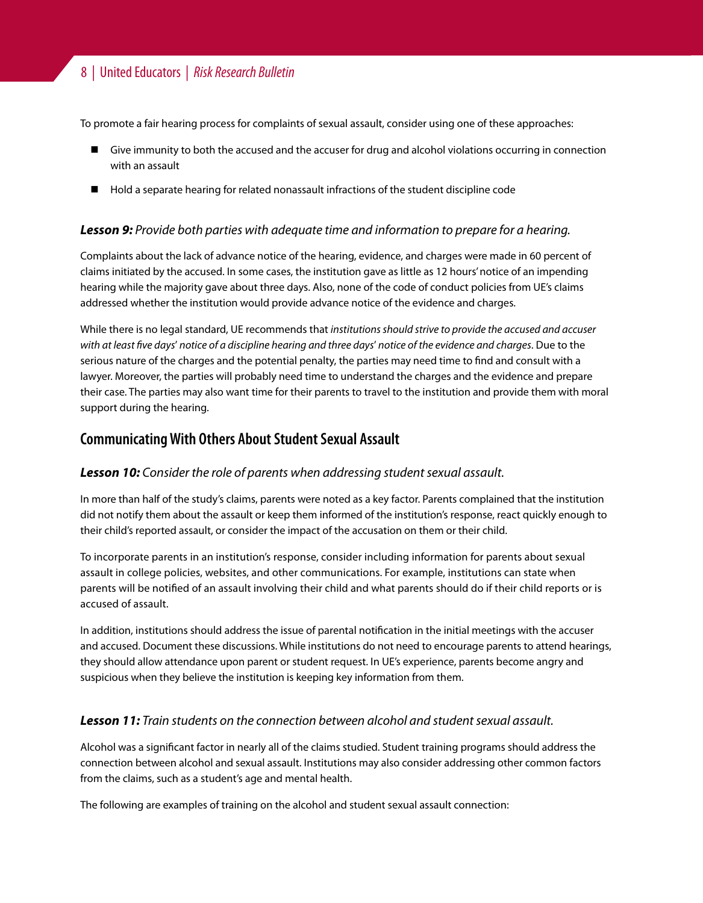To promote a fair hearing process for complaints of sexual assault, consider using one of these approaches:

- Give immunity to both the accused and the accuser for drug and alcohol violations occurring in connection with an assault
- Hold a separate hearing for related nonassault infractions of the student discipline code

***Lesson 9:*** *Provide both parties with adequate time and information to prepare for a hearing.*

Complaints about the lack of advance notice of the hearing, evidence, and charges were made in 60 percent of claims initiated by the accused. In some cases, the institution gave as little as 12 hours' notice of an impending hearing while the majority gave about three days. Also, none of the code of conduct policies from UE's claims addressed whether the institution would provide advance notice of the evidence and charges.

While there is no legal standard, UE recommends that *institutions should strive to provide the accused and accuser with at least five days' notice of a discipline hearing and three days' notice of the evidence and charges*. Due to the serious nature of the charges and the potential penalty, the parties may need time to find and consult with a lawyer. Moreover, the parties will probably need time to understand the charges and the evidence and prepare their case. The parties may also want time for their parents to travel to the institution and provide them with moral support during the hearing.

## Communicating With Others About Student Sexual Assault

***Lesson 10:*** *Consider the role of parents when addressing student sexual assault.*

In more than half of the study's claims, parents were noted as a key factor. Parents complained that the institution did not notify them about the assault or keep them informed of the institution's response, react quickly enough to their child's reported assault, or consider the impact of the accusation on them or their child.

To incorporate parents in an institution's response, consider including information for parents about sexual assault in college policies, websites, and other communications. For example, institutions can state when parents will be notified of an assault involving their child and what parents should do if their child reports or is accused of assault.

In addition, institutions should address the issue of parental notification in the initial meetings with the accuser and accused. Document these discussions. While institutions do not need to encourage parents to attend hearings, they should allow attendance upon parent or student request. In UE's experience, parents become angry and suspicious when they believe the institution is keeping key information from them.

***Lesson 11:*** *Train students on the connection between alcohol and student sexual assault.*

Alcohol was a significant factor in nearly all of the claims studied. Student training programs should address the connection between alcohol and sexual assault. Institutions may also consider addressing other common factors from the claims, such as a student's age and mental health.

The following are examples of training on the alcohol and student sexual assault connection: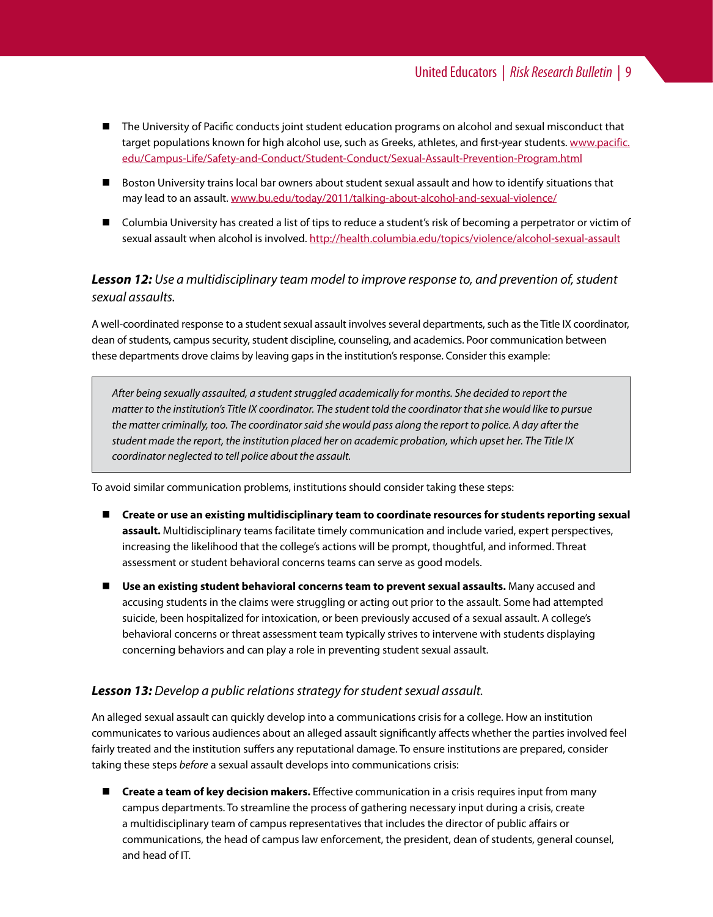- The University of Pacific conducts joint student education programs on alcohol and sexual misconduct that target populations known for high alcohol use, such as Greeks, athletes, and first-year students. www.pacific.edu/Campus-Life/Safety-and-Conduct/Student-Conduct/Sexual-Assault-Prevention-Program.html
- Boston University trains local bar owners about student sexual assault and how to identify situations that may lead to an assault. www.bu.edu/today/2011/talking-about-alcohol-and-sexual-violence/
- Columbia University has created a list of tips to reduce a student's risk of becoming a perpetrator or victim of sexual assault when alcohol is involved. http://health.columbia.edu/topics/violence/alcohol-sexual-assault

### ***Lesson 12:*** *Use a multidisciplinary team model to improve response to, and prevention of, student sexual assaults.*

A well-coordinated response to a student sexual assault involves several departments, such as the Title IX coordinator, dean of students, campus security, student discipline, counseling, and academics. Poor communication between these departments drove claims by leaving gaps in the institution's response. Consider this example:

> *After being sexually assaulted, a student struggled academically for months. She decided to report the matter to the institution's Title IX coordinator. The student told the coordinator that she would like to pursue the matter criminally, too. The coordinator said she would pass along the report to police. A day after the student made the report, the institution placed her on academic probation, which upset her. The Title IX coordinator neglected to tell police about the assault.*

To avoid similar communication problems, institutions should consider taking these steps:

- **Create or use an existing multidisciplinary team to coordinate resources for students reporting sexual assault.** Multidisciplinary teams facilitate timely communication and include varied, expert perspectives, increasing the likelihood that the college's actions will be prompt, thoughtful, and informed. Threat assessment or student behavioral concerns teams can serve as good models.
- **Use an existing student behavioral concerns team to prevent sexual assaults.** Many accused and accusing students in the claims were struggling or acting out prior to the assault. Some had attempted suicide, been hospitalized for intoxication, or been previously accused of a sexual assault. A college's behavioral concerns or threat assessment team typically strives to intervene with students displaying concerning behaviors and can play a role in preventing student sexual assault.

### ***Lesson 13:*** *Develop a public relations strategy for student sexual assault.*

An alleged sexual assault can quickly develop into a communications crisis for a college. How an institution communicates to various audiences about an alleged assault significantly affects whether the parties involved feel fairly treated and the institution suffers any reputational damage. To ensure institutions are prepared, consider taking these steps *before* a sexual assault develops into communications crisis:

- **Create a team of key decision makers.** Effective communication in a crisis requires input from many campus departments. To streamline the process of gathering necessary input during a crisis, create a multidisciplinary team of campus representatives that includes the director of public affairs or communications, the head of campus law enforcement, the president, dean of students, general counsel, and head of IT.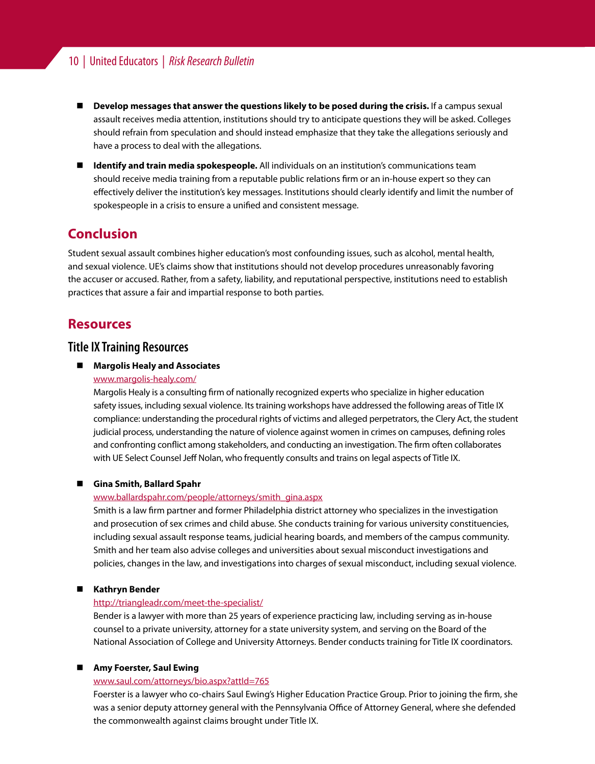- **Develop messages that answer the questions likely to be posed during the crisis.** If a campus sexual assault receives media attention, institutions should try to anticipate questions they will be asked. Colleges should refrain from speculation and should instead emphasize that they take the allegations seriously and have a process to deal with the allegations.
- **Identify and train media spokespeople.** All individuals on an institution's communications team should receive media training from a reputable public relations firm or an in-house expert so they can effectively deliver the institution's key messages. Institutions should clearly identify and limit the number of spokespeople in a crisis to ensure a unified and consistent message.

## Conclusion

Student sexual assault combines higher education's most confounding issues, such as alcohol, mental health, and sexual violence. UE's claims show that institutions should not develop procedures unreasonably favoring the accuser or accused. Rather, from a safety, liability, and reputational perspective, institutions need to establish practices that assure a fair and impartial response to both parties.

## Resources

### Title IX Training Resources

- **Margolis Healy and Associates**
  www.margolis-healy.com/
  Margolis Healy is a consulting firm of nationally recognized experts who specialize in higher education safety issues, including sexual violence. Its training workshops have addressed the following areas of Title IX compliance: understanding the procedural rights of victims and alleged perpetrators, the Clery Act, the student judicial process, understanding the nature of violence against women in crimes on campuses, defining roles and confronting conflict among stakeholders, and conducting an investigation. The firm often collaborates with UE Select Counsel Jeff Nolan, who frequently consults and trains on legal aspects of Title IX.

- **Gina Smith, Ballard Spahr**
  www.ballardspahr.com/people/attorneys/smith_gina.aspx
  Smith is a law firm partner and former Philadelphia district attorney who specializes in the investigation and prosecution of sex crimes and child abuse. She conducts training for various university constituencies, including sexual assault response teams, judicial hearing boards, and members of the campus community. Smith and her team also advise colleges and universities about sexual misconduct investigations and policies, changes in the law, and investigations into charges of sexual misconduct, including sexual violence.

- **Kathryn Bender**
  http://triangleadr.com/meet-the-specialist/
  Bender is a lawyer with more than 25 years of experience practicing law, including serving as in-house counsel to a private university, attorney for a state university system, and serving on the Board of the National Association of College and University Attorneys. Bender conducts training for Title IX coordinators.

- **Amy Foerster, Saul Ewing**
  www.saul.com/attorneys/bio.aspx?attId=765
  Foerster is a lawyer who co-chairs Saul Ewing's Higher Education Practice Group. Prior to joining the firm, she was a senior deputy attorney general with the Pennsylvania Office of Attorney General, where she defended the commonwealth against claims brought under Title IX.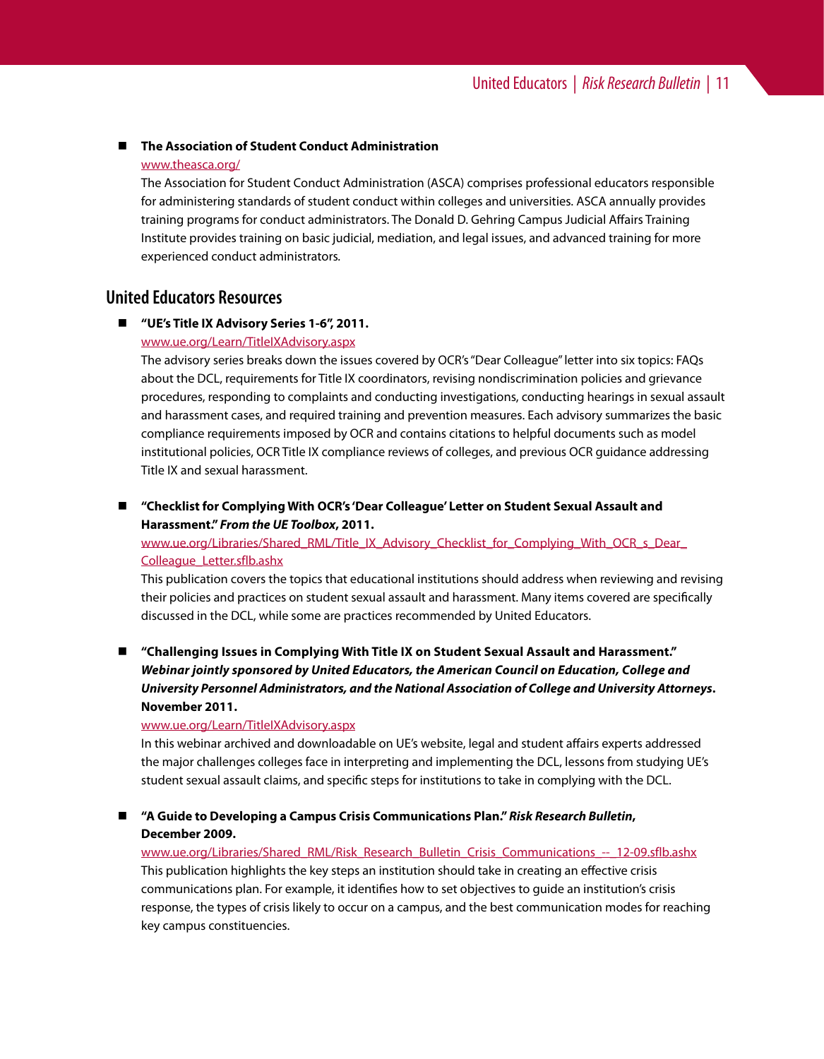- **The Association of Student Conduct Administration**
  www.theasca.org/
  The Association for Student Conduct Administration (ASCA) comprises professional educators responsible for administering standards of student conduct within colleges and universities. ASCA annually provides training programs for conduct administrators. The Donald D. Gehring Campus Judicial Affairs Training Institute provides training on basic judicial, mediation, and legal issues, and advanced training for more experienced conduct administrators.

## United Educators Resources

- **"UE's Title IX Advisory Series 1-6", 2011.**
  www.ue.org/Learn/TitleIXAdvisory.aspx
  The advisory series breaks down the issues covered by OCR's "Dear Colleague" letter into six topics: FAQs about the DCL, requirements for Title IX coordinators, revising nondiscrimination policies and grievance procedures, responding to complaints and conducting investigations, conducting hearings in sexual assault and harassment cases, and required training and prevention measures. Each advisory summarizes the basic compliance requirements imposed by OCR and contains citations to helpful documents such as model institutional policies, OCR Title IX compliance reviews of colleges, and previous OCR guidance addressing Title IX and sexual harassment.

- **"Checklist for Complying With OCR's 'Dear Colleague' Letter on Student Sexual Assault and Harassment."** ***From the UE Toolbox*****, 2011.**
  www.ue.org/Libraries/Shared_RML/Title_IX_Advisory_Checklist_for_Complying_With_OCR_s_Dear_Colleague_Letter.sflb.ashx
  This publication covers the topics that educational institutions should address when reviewing and revising their policies and practices on student sexual assault and harassment. Many items covered are specifically discussed in the DCL, while some are practices recommended by United Educators.

- **"Challenging Issues in Complying With Title IX on Student Sexual Assault and Harassment."** ***Webinar jointly sponsored by United Educators, the American Council on Education, College and University Personnel Administrators, and the National Association of College and University Attorneys*****. November 2011.**
  www.ue.org/Learn/TitleIXAdvisory.aspx
  In this webinar archived and downloadable on UE's website, legal and student affairs experts addressed the major challenges colleges face in interpreting and implementing the DCL, lessons from studying UE's student sexual assault claims, and specific steps for institutions to take in complying with the DCL.

- **"A Guide to Developing a Campus Crisis Communications Plan."** ***Risk Research Bulletin*****, December 2009.**
  www.ue.org/Libraries/Shared_RML/Risk_Research_Bulletin_Crisis_Communications_--_12-09.sflb.ashx
  This publication highlights the key steps an institution should take in creating an effective crisis communications plan. For example, it identifies how to set objectives to guide an institution's crisis response, the types of crisis likely to occur on a campus, and the best communication modes for reaching key campus constituencies.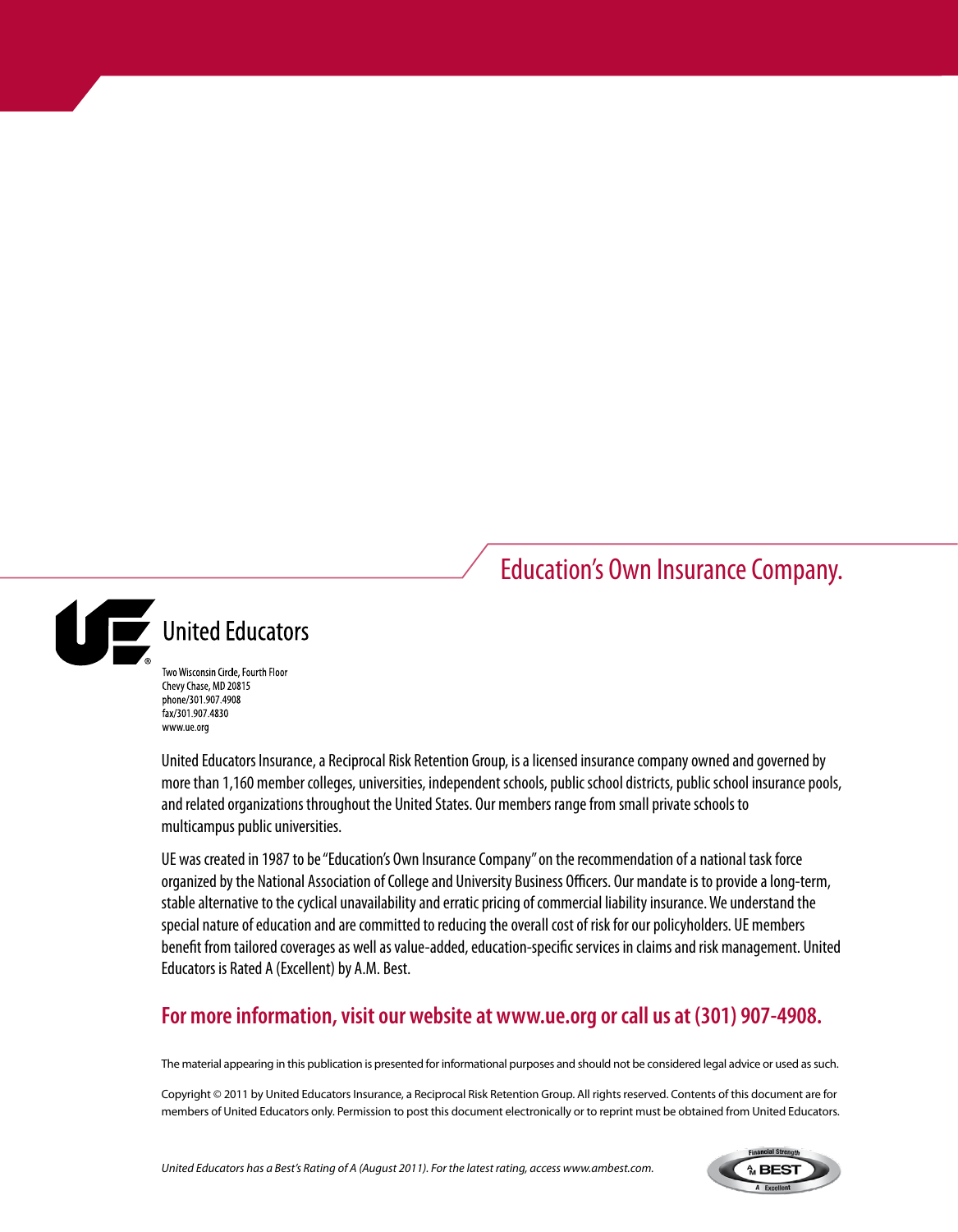Education's Own Insurance Company.

United Educators

Two Wisconsin Circle, Fourth Floor
Chevy Chase, MD 20815
phone/301.907.4908
fax/301.907.4830
www.ue.org

United Educators Insurance, a Reciprocal Risk Retention Group, is a licensed insurance company owned and governed by more than 1,160 member colleges, universities, independent schools, public school districts, public school insurance pools, and related organizations throughout the United States. Our members range from small private schools to multicampus public universities.

UE was created in 1987 to be "Education's Own Insurance Company" on the recommendation of a national task force organized by the National Association of College and University Business Officers. Our mandate is to provide a long-term, stable alternative to the cyclical unavailability and erratic pricing of commercial liability insurance. We understand the special nature of education and are committed to reducing the overall cost of risk for our policyholders. UE members benefit from tailored coverages as well as value-added, education-specific services in claims and risk management. United Educators is Rated A (Excellent) by A.M. Best.

**For more information, visit our website at www.ue.org or call us at (301) 907-4908.**

The material appearing in this publication is presented for informational purposes and should not be considered legal advice or used as such.

Copyright © 2011 by United Educators Insurance, a Reciprocal Risk Retention Group. All rights reserved. Contents of this document are for members of United Educators only. Permission to post this document electronically or to reprint must be obtained from United Educators.

*United Educators has a Best's Rating of A (August 2011). For the latest rating, access www.ambest.com.*

Financial Strength
A.M. BEST
A Excellent